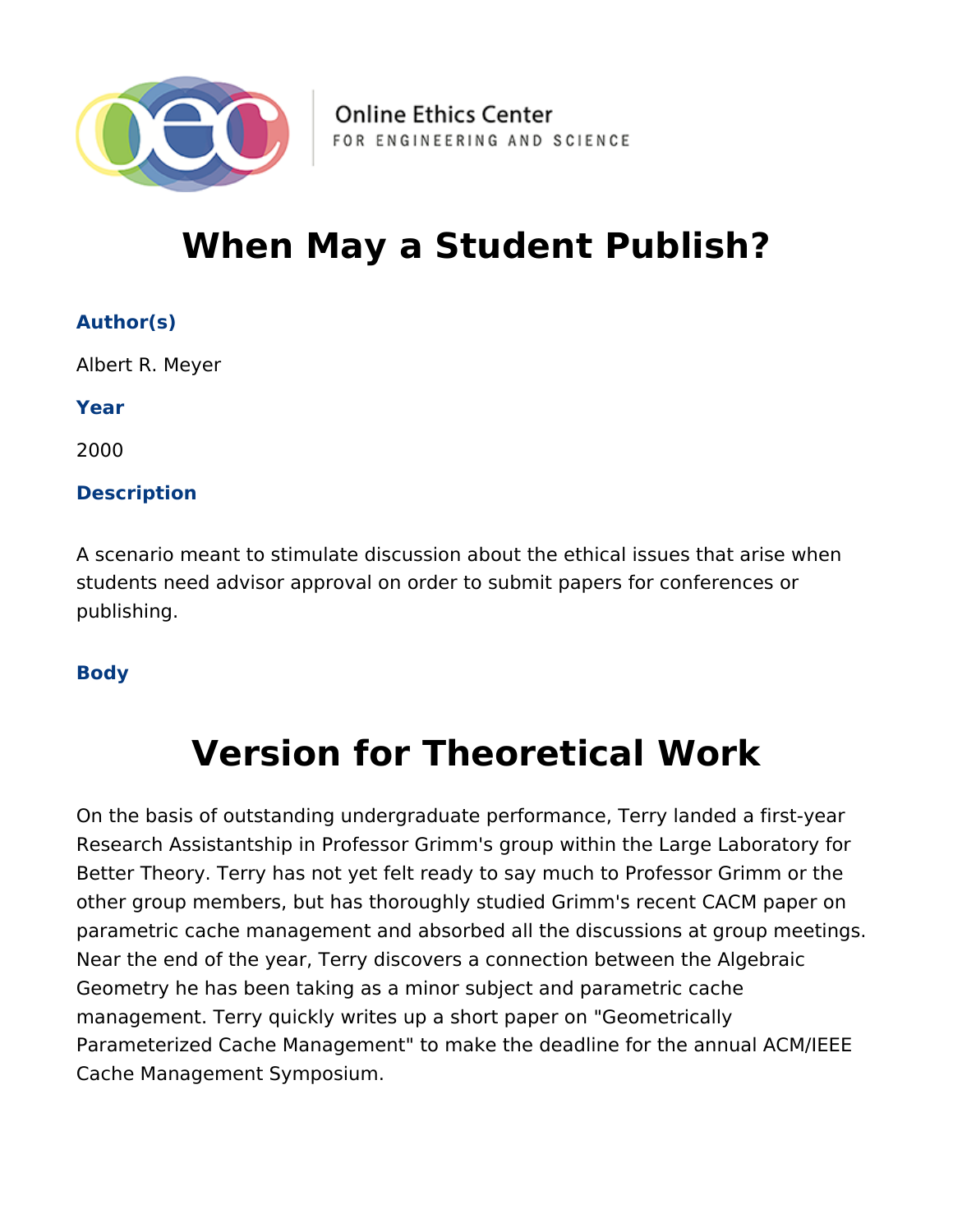# When May a Student Publish?

**Author(s)**

Albert R. Meyer

**Year**

2000

**Description**

A scenario meant to stimulate discussion about the ethical issues that arise when students need advisor approval on order to submit papers for conferences or publishing.

**Body**

# Version for Theoretical Work

On the basis of outstanding undergraduate performance, Terry landed a first-year Research Assistantship in Professor Grimm's group within the Large Laboratory for Better Theory. Terry has not yet felt ready to say much to Professor Grimm or the other group members, but has thoroughly studied Grimm's recent CACM paper on parametric cache management and absorbed all the discussions at group meetings. Near the end of the year, Terry discovers a connection between the Algebraic Geometry he has been taking as a minor subject and parametric cache management. Terry quickly writes up a short paper on "Geometrically Parameterized Cache Management" to make the deadline for the annual ACM/IEEE Cache Management Symposium.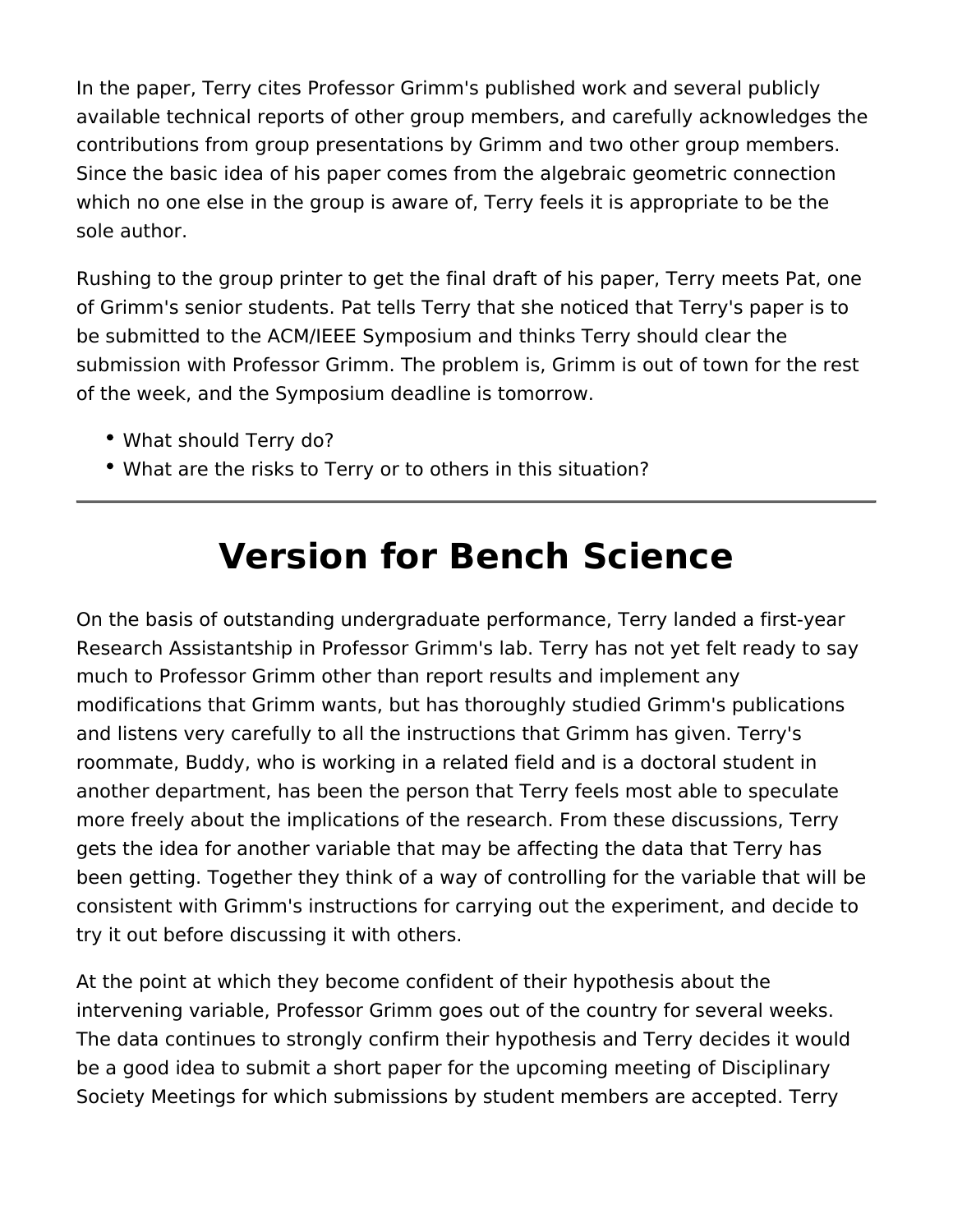In the paper, Terry cites Professor Grimm's published work and several publicly available technical reports of other group members, and carefully acknowledges the contributions from group presentations by Grimm and two other group members. Since the basic idea of his paper comes from the algebraic geometric connection which no one else in the group is aware of, Terry feels it is appropriate to be the sole author.

Rushing to the group printer to get the final draft of his paper, Terry meets Pat, one of Grimm's senior students. Pat tells Terry that she noticed that Terry's paper is to be submitted to the ACM/IEEE Symposium and thinks Terry should clear the submission with Professor Grimm. The problem is, Grimm is out of town for the rest of the week, and the Symposium deadline is tomorrow.

- What should Terry do?
- What are the risks to Terry or to others in this situation?

---

# Version for Bench Science

On the basis of outstanding undergraduate performance, Terry landed a first-year Research Assistantship in Professor Grimm's lab. Terry has not yet felt ready to say much to Professor Grimm other than report results and implement any modifications that Grimm wants, but has thoroughly studied Grimm's publications and listens very carefully to all the instructions that Grimm has given. Terry's roommate, Buddy, who is working in a related field and is a doctoral student in another department, has been the person that Terry feels most able to speculate more freely about the implications of the research. From these discussions, Terry gets the idea for another variable that may be affecting the data that Terry has been getting. Together they think of a way of controlling for the variable that will be consistent with Grimm's instructions for carrying out the experiment, and decide to try it out before discussing it with others.

At the point at which they become confident of their hypothesis about the intervening variable, Professor Grimm goes out of the country for several weeks. The data continues to strongly confirm their hypothesis and Terry decides it would be a good idea to submit a short paper for the upcoming meeting of Disciplinary Society Meetings for which submissions by student members are accepted. Terry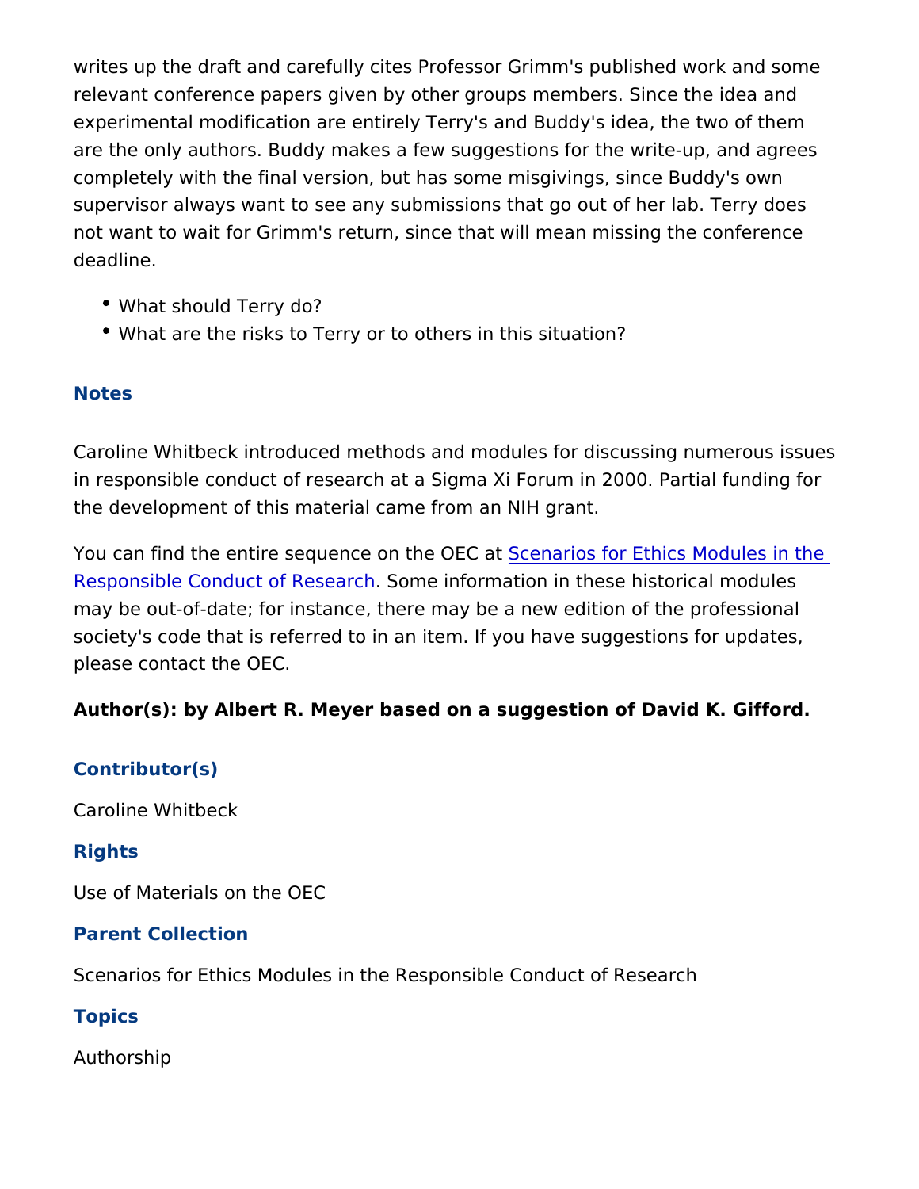writes up the draft and carefully cites Professor Grimm's published work and some relevant conference papers given by other groups members. Since the idea and experimental modification are entirely Terry's and Buddy's idea, the two of them are the only authors. Buddy makes a few suggestions for the write-up, and agrees completely with the final version, but has some misgivings, since Buddy's own supervisor always want to see any submissions that go out of her lab. Terry does not want to wait for Grimm's return, since that will mean missing the conference deadline.

- What should Terry do?
- What are the risks to Terry or to others in this situation?

## Notes

Caroline Whitbeck introduced methods and modules for discussing numerous issues in responsible conduct of research at a Sigma Xi Forum in 2000. Partial funding for the development of this material came from an NIH grant.

You can find the entire sequence on the OEC at Scenarios for Ethics Modules in the Responsible Conduct of Research. Some information in these historical modules may be out-of-date; for instance, there may be a new edition of the professional society's code that is referred to in an item. If you have suggestions for updates, please contact the OEC.

**Author(s): by Albert R. Meyer based on a suggestion of David K. Gifford.**

## Contributor(s)

Caroline Whitbeck

## Rights

Use of Materials on the OEC

## Parent Collection

Scenarios for Ethics Modules in the Responsible Conduct of Research

## Topics

Authorship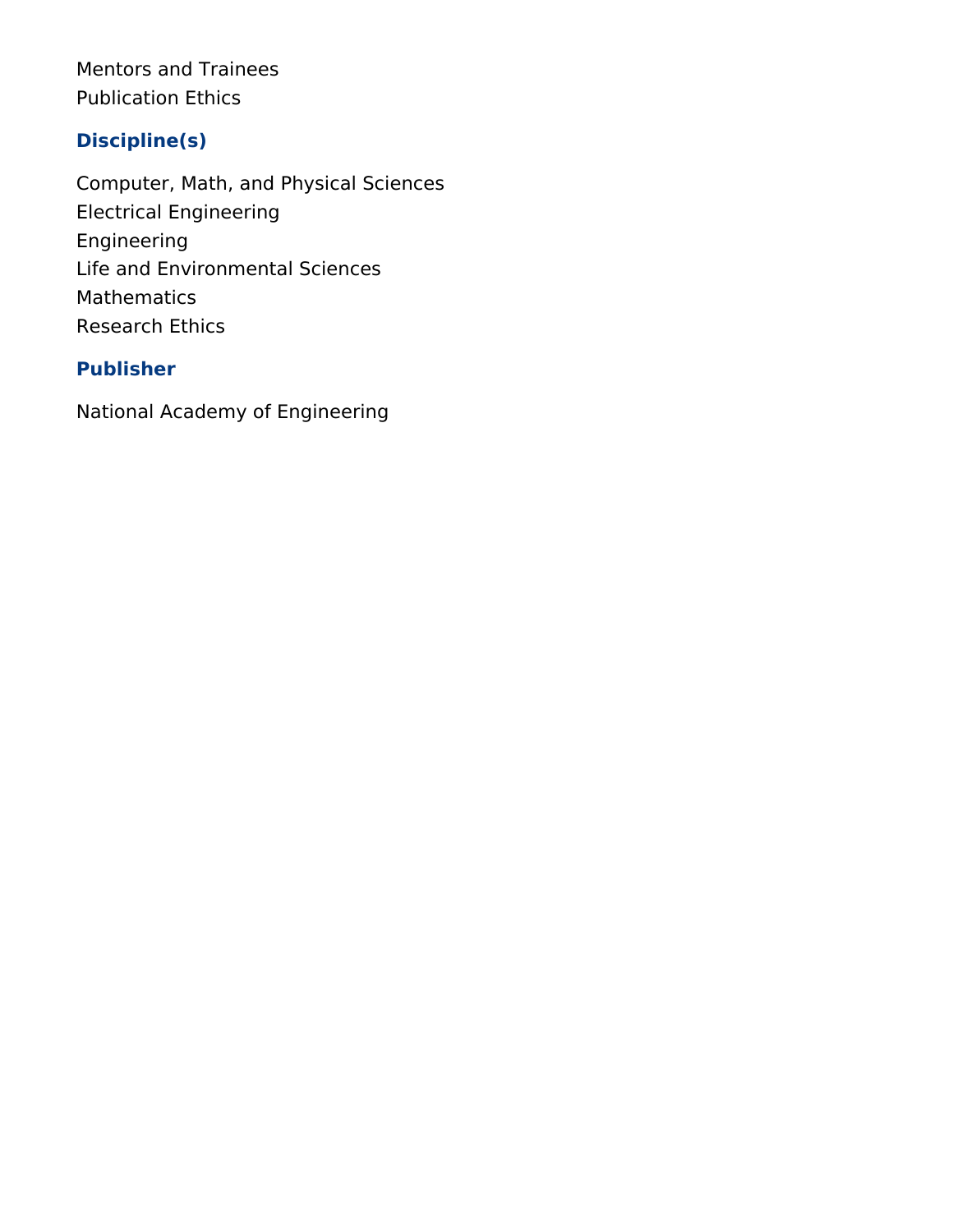Mentors and Trainees
Publication Ethics

### Discipline(s)

Computer, Math, and Physical Sciences
Electrical Engineering
Engineering
Life and Environmental Sciences
Mathematics
Research Ethics

### Publisher

National Academy of Engineering